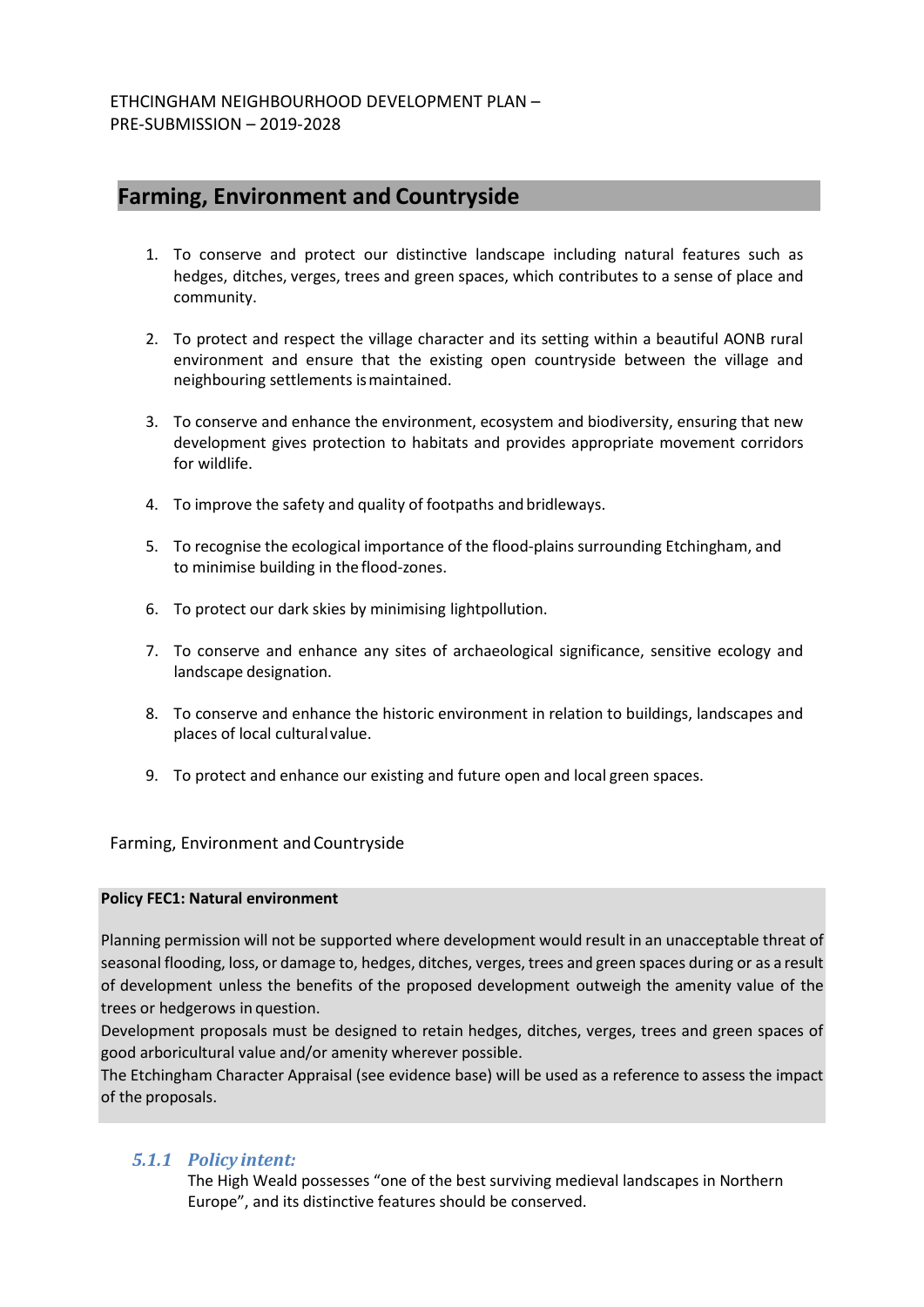## Farming, Environment and Countryside

1. To conserve and protect our distinctive landscape including natural features such as hedges, ditches, verges, trees and green spaces, which contributes to a sense of place and community.

2. To protect and respect the village character and its setting within a beautiful AONB rural environment and ensure that the existing open countryside between the village and neighbouring settlements is maintained.

3. To conserve and enhance the environment, ecosystem and biodiversity, ensuring that new development gives protection to habitats and provides appropriate movement corridors for wildlife.

4. To improve the safety and quality of footpaths and bridleways.

5. To recognise the ecological importance of the flood-plains surrounding Etchingham, and to minimise building in the flood-zones.

6. To protect our dark skies by minimising light pollution.

7. To conserve and enhance any sites of archaeological significance, sensitive ecology and landscape designation.

8. To conserve and enhance the historic environment in relation to buildings, landscapes and places of local cultural value.

9. To protect and enhance our existing and future open and local green spaces.

Farming, Environment and Countryside

**Policy FEC1: Natural environment**

Planning permission will not be supported where development would result in an unacceptable threat of seasonal flooding, loss, or damage to, hedges, ditches, verges, trees and green spaces during or as a result of development unless the benefits of the proposed development outweigh the amenity value of the trees or hedgerows in question.

Development proposals must be designed to retain hedges, ditches, verges, trees and green spaces of good arboricultural value and/or amenity wherever possible.

The Etchingham Character Appraisal (see evidence base) will be used as a reference to assess the impact of the proposals.

### *5.1.1 Policy intent:*

The High Weald possesses "one of the best surviving medieval landscapes in Northern Europe", and its distinctive features should be conserved.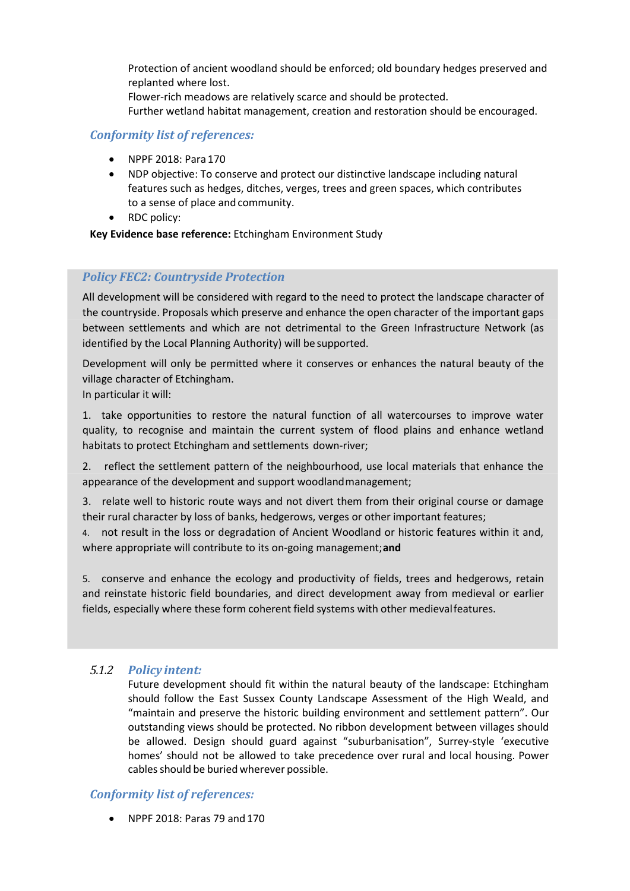Protection of ancient woodland should be enforced; old boundary hedges preserved and replanted where lost.
Flower-rich meadows are relatively scarce and should be protected.
Further wetland habitat management, creation and restoration should be encouraged.

### *Conformity list of references:*

- NPPF 2018: Para 170
- NDP objective: To conserve and protect our distinctive landscape including natural features such as hedges, ditches, verges, trees and green spaces, which contributes to a sense of place and community.
- RDC policy:

**Key Evidence base reference:** Etchingham Environment Study

### *Policy FEC2: Countryside Protection*

All development will be considered with regard to the need to protect the landscape character of the countryside. Proposals which preserve and enhance the open character of the important gaps between settlements and which are not detrimental to the Green Infrastructure Network (as identified by the Local Planning Authority) will be supported.

Development will only be permitted where it conserves or enhances the natural beauty of the village character of Etchingham.
In particular it will:

1. take opportunities to restore the natural function of all watercourses to improve water quality, to recognise and maintain the current system of flood plains and enhance wetland habitats to protect Etchingham and settlements down-river;
2. reflect the settlement pattern of the neighbourhood, use local materials that enhance the appearance of the development and support woodland management;
3. relate well to historic route ways and not divert them from their original course or damage their rural character by loss of banks, hedgerows, verges or other important features;
4. not result in the loss or degradation of Ancient Woodland or historic features within it and, where appropriate will contribute to its on-going management; **and**
5. conserve and enhance the ecology and productivity of fields, trees and hedgerows, retain and reinstate historic field boundaries, and direct development away from medieval or earlier fields, especially where these form coherent field systems with other medieval features.

### *5.1.2 Policy intent:*

Future development should fit within the natural beauty of the landscape: Etchingham should follow the East Sussex County Landscape Assessment of the High Weald, and "maintain and preserve the historic building environment and settlement pattern". Our outstanding views should be protected. No ribbon development between villages should be allowed. Design should guard against "suburbanisation", Surrey-style 'executive homes' should not be allowed to take precedence over rural and local housing. Power cables should be buried wherever possible.

### *Conformity list of references:*

- NPPF 2018: Paras 79 and 170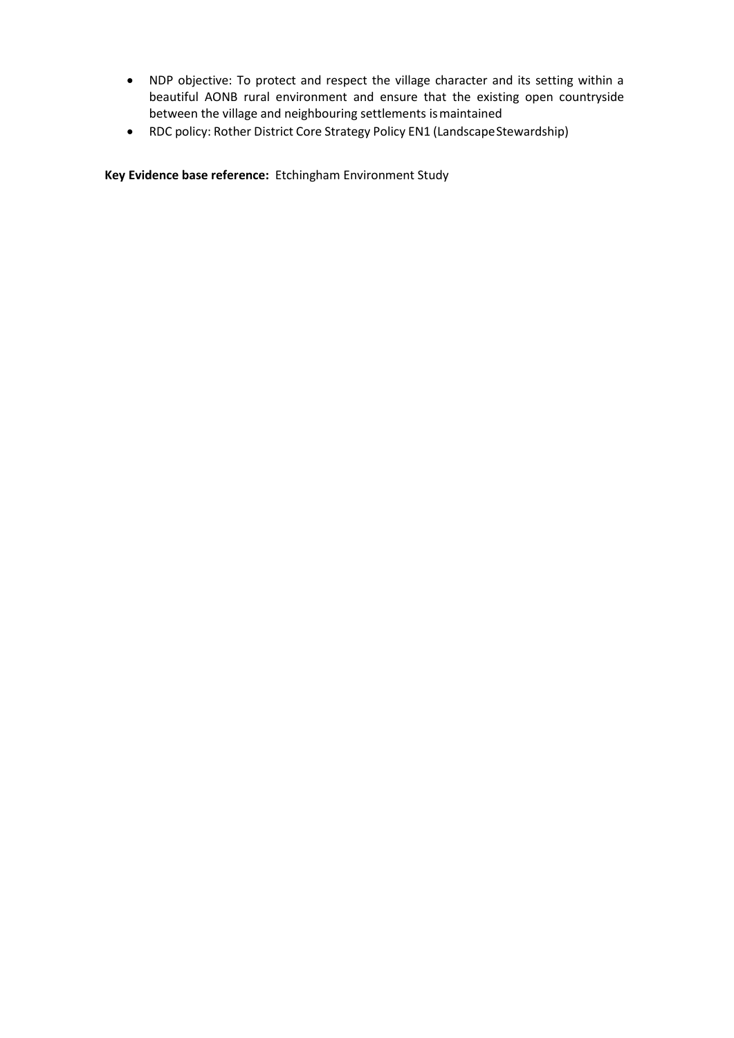- NDP objective: To protect and respect the village character and its setting within a beautiful AONB rural environment and ensure that the existing open countryside between the village and neighbouring settlements is maintained
- RDC policy: Rother District Core Strategy Policy EN1 (Landscape Stewardship)

**Key Evidence base reference:** Etchingham Environment Study